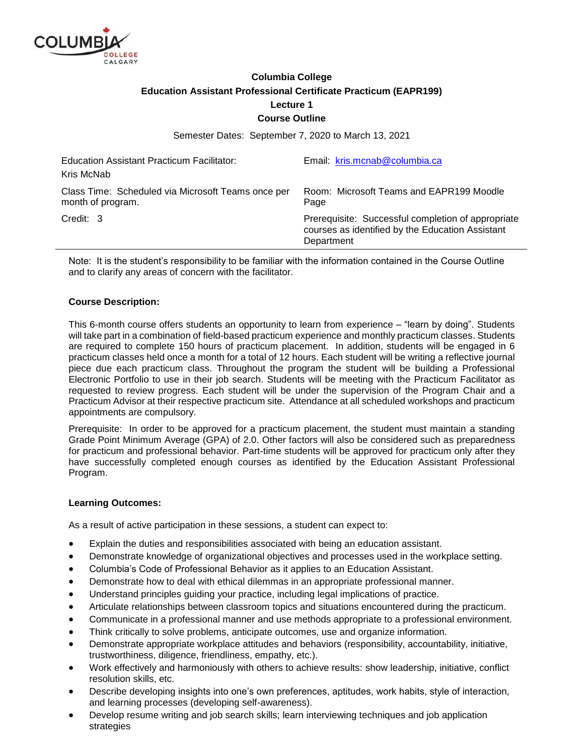# Columbia College

## Education Assistant Professional Certificate Practicum (EAPR199)

### Lecture 1

### Course Outline

Semester Dates: September 7, 2020 to March 13, 2021

| | |
|---|---|
| Education Assistant Practicum Facilitator: Kris McNab | Email: kris.mcnab@columbia.ca |
| Class Time: Scheduled via Microsoft Teams once per month of program. | Room: Microsoft Teams and EAPR199 Moodle Page |
| Credit: 3 | Prerequisite: Successful completion of appropriate courses as identified by the Education Assistant Department |

Note: It is the student's responsibility to be familiar with the information contained in the Course Outline and to clarify any areas of concern with the facilitator.

**Course Description:**

This 6-month course offers students an opportunity to learn from experience – "learn by doing". Students will take part in a combination of field-based practicum experience and monthly practicum classes. Students are required to complete 150 hours of practicum placement. In addition, students will be engaged in 6 practicum classes held once a month for a total of 12 hours. Each student will be writing a reflective journal piece due each practicum class. Throughout the program the student will be building a Professional Electronic Portfolio to use in their job search. Students will be meeting with the Practicum Facilitator as requested to review progress. Each student will be under the supervision of the Program Chair and a Practicum Advisor at their respective practicum site. Attendance at all scheduled workshops and practicum appointments are compulsory.

Prerequisite: In order to be approved for a practicum placement, the student must maintain a standing Grade Point Minimum Average (GPA) of 2.0. Other factors will also be considered such as preparedness for practicum and professional behavior. Part-time students will be approved for practicum only after they have successfully completed enough courses as identified by the Education Assistant Professional Program.

**Learning Outcomes:**

As a result of active participation in these sessions, a student can expect to:

- Explain the duties and responsibilities associated with being an education assistant.
- Demonstrate knowledge of organizational objectives and processes used in the workplace setting.
- Columbia's Code of Professional Behavior as it applies to an Education Assistant.
- Demonstrate how to deal with ethical dilemmas in an appropriate professional manner.
- Understand principles guiding your practice, including legal implications of practice.
- Articulate relationships between classroom topics and situations encountered during the practicum.
- Communicate in a professional manner and use methods appropriate to a professional environment.
- Think critically to solve problems, anticipate outcomes, use and organize information.
- Demonstrate appropriate workplace attitudes and behaviors (responsibility, accountability, initiative, trustworthiness, diligence, friendliness, empathy, etc.).
- Work effectively and harmoniously with others to achieve results: show leadership, initiative, conflict resolution skills, etc.
- Describe developing insights into one's own preferences, aptitudes, work habits, style of interaction, and learning processes (developing self-awareness).
- Develop resume writing and job search skills; learn interviewing techniques and job application strategies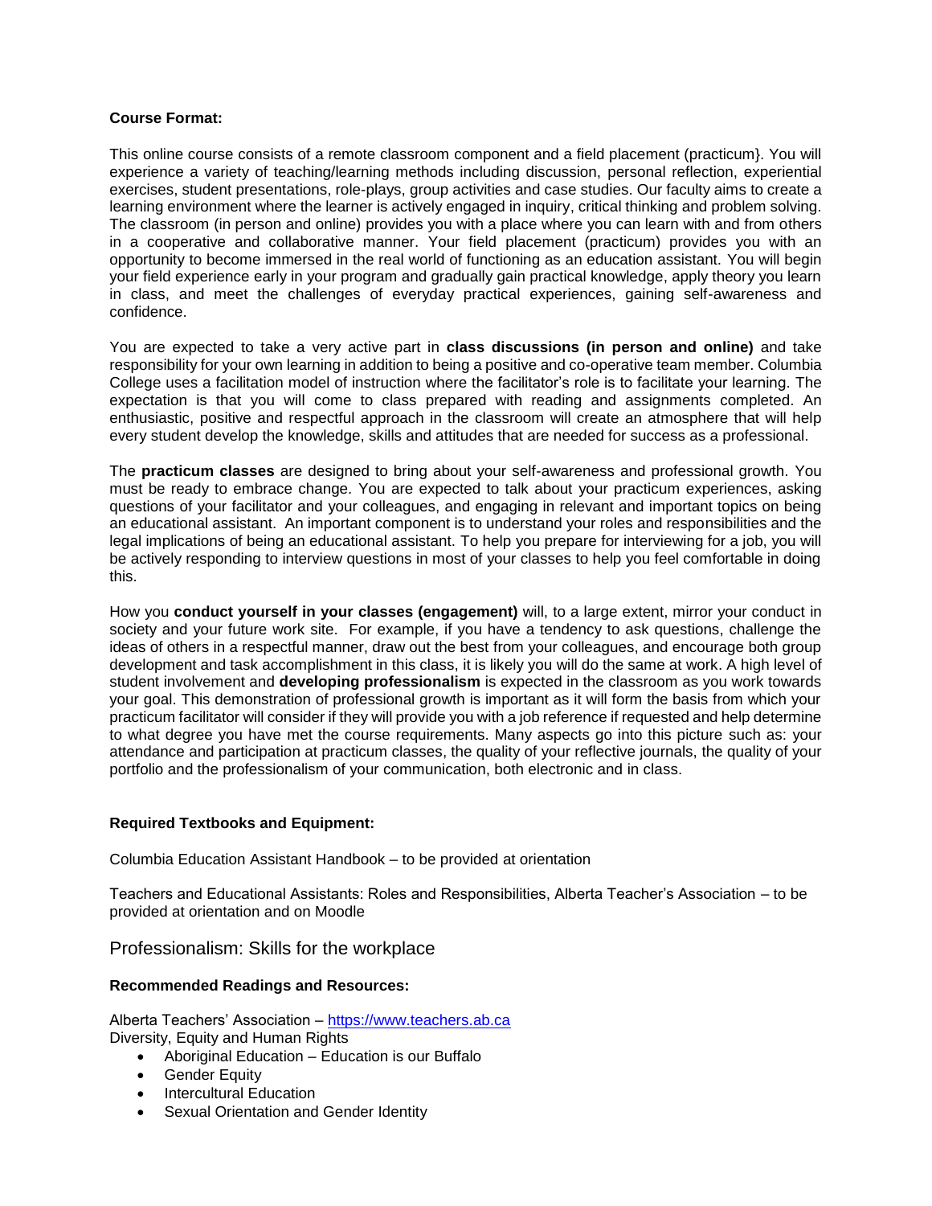**Course Format:**

This online course consists of a remote classroom component and a field placement (practicum}. You will experience a variety of teaching/learning methods including discussion, personal reflection, experiential exercises, student presentations, role-plays, group activities and case studies. Our faculty aims to create a learning environment where the learner is actively engaged in inquiry, critical thinking and problem solving. The classroom (in person and online) provides you with a place where you can learn with and from others in a cooperative and collaborative manner. Your field placement (practicum) provides you with an opportunity to become immersed in the real world of functioning as an education assistant. You will begin your field experience early in your program and gradually gain practical knowledge, apply theory you learn in class, and meet the challenges of everyday practical experiences, gaining self-awareness and confidence.

You are expected to take a very active part in **class discussions (in person and online)** and take responsibility for your own learning in addition to being a positive and co-operative team member. Columbia College uses a facilitation model of instruction where the facilitator's role is to facilitate your learning. The expectation is that you will come to class prepared with reading and assignments completed. An enthusiastic, positive and respectful approach in the classroom will create an atmosphere that will help every student develop the knowledge, skills and attitudes that are needed for success as a professional.

The **practicum classes** are designed to bring about your self-awareness and professional growth. You must be ready to embrace change. You are expected to talk about your practicum experiences, asking questions of your facilitator and your colleagues, and engaging in relevant and important topics on being an educational assistant. An important component is to understand your roles and responsibilities and the legal implications of being an educational assistant. To help you prepare for interviewing for a job, you will be actively responding to interview questions in most of your classes to help you feel comfortable in doing this.

How you **conduct yourself in your classes (engagement)** will, to a large extent, mirror your conduct in society and your future work site. For example, if you have a tendency to ask questions, challenge the ideas of others in a respectful manner, draw out the best from your colleagues, and encourage both group development and task accomplishment in this class, it is likely you will do the same at work. A high level of student involvement and **developing professionalism** is expected in the classroom as you work towards your goal. This demonstration of professional growth is important as it will form the basis from which your practicum facilitator will consider if they will provide you with a job reference if requested and help determine to what degree you have met the course requirements. Many aspects go into this picture such as: your attendance and participation at practicum classes, the quality of your reflective journals, the quality of your portfolio and the professionalism of your communication, both electronic and in class.

**Required Textbooks and Equipment:**

Columbia Education Assistant Handbook – to be provided at orientation

Teachers and Educational Assistants: Roles and Responsibilities, Alberta Teacher's Association – to be provided at orientation and on Moodle

Professionalism: Skills for the workplace

**Recommended Readings and Resources:**

Alberta Teachers' Association – https://www.teachers.ab.ca
Diversity, Equity and Human Rights

- Aboriginal Education – Education is our Buffalo
- Gender Equity
- Intercultural Education
- Sexual Orientation and Gender Identity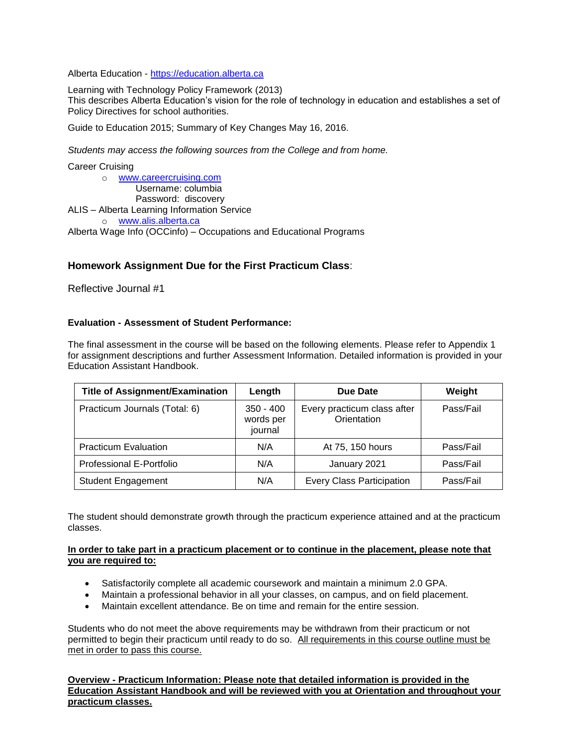Alberta Education - https://education.alberta.ca

Learning with Technology Policy Framework (2013)
This describes Alberta Education's vision for the role of technology in education and establishes a set of Policy Directives for school authorities.

Guide to Education 2015; Summary of Key Changes May 16, 2016.

*Students may access the following sources from the College and from home.*

Career Cruising

- www.careercruising.com
  Username: columbia
  Password: discovery

ALIS – Alberta Learning Information Service

- www.alis.alberta.ca

Alberta Wage Info (OCCinfo) – Occupations and Educational Programs

### Homework Assignment Due for the First Practicum Class:

Reflective Journal #1

#### Evaluation - Assessment of Student Performance:

The final assessment in the course will be based on the following elements. Please refer to Appendix 1 for assignment descriptions and further Assessment Information. Detailed information is provided in your Education Assistant Handbook.

| Title of Assignment/Examination | Length | Due Date | Weight |
|---|---|---|---|
| Practicum Journals (Total: 6) | 350 - 400 words per journal | Every practicum class after Orientation | Pass/Fail |
| Practicum Evaluation | N/A | At 75, 150 hours | Pass/Fail |
| Professional E-Portfolio | N/A | January 2021 | Pass/Fail |
| Student Engagement | N/A | Every Class Participation | Pass/Fail |

The student should demonstrate growth through the practicum experience attained and at the practicum classes.

**In order to take part in a practicum placement or to continue in the placement, please note that you are required to:**

- Satisfactorily complete all academic coursework and maintain a minimum 2.0 GPA.
- Maintain a professional behavior in all your classes, on campus, and on field placement.
- Maintain excellent attendance. Be on time and remain for the entire session.

Students who do not meet the above requirements may be withdrawn from their practicum or not permitted to begin their practicum until ready to do so. All requirements in this course outline must be met in order to pass this course.

**Overview - Practicum Information: Please note that detailed information is provided in the Education Assistant Handbook and will be reviewed with you at Orientation and throughout your practicum classes.**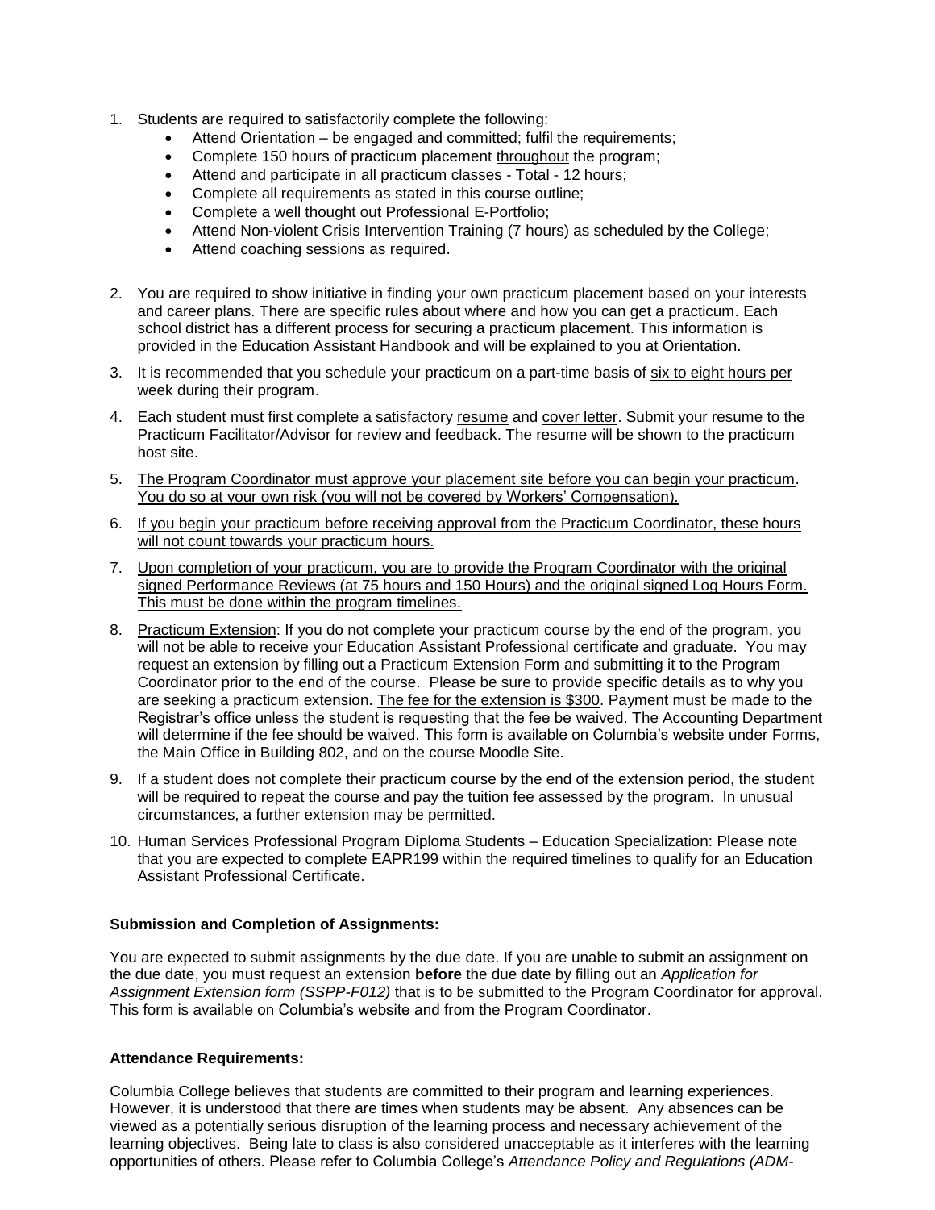1. Students are required to satisfactorily complete the following:
   - Attend Orientation – be engaged and committed; fulfil the requirements;
   - Complete 150 hours of practicum placement <u>throughout</u> the program;
   - Attend and participate in all practicum classes - Total - 12 hours;
   - Complete all requirements as stated in this course outline;
   - Complete a well thought out Professional E-Portfolio;
   - Attend Non-violent Crisis Intervention Training (7 hours) as scheduled by the College;
   - Attend coaching sessions as required.

2. You are required to show initiative in finding your own practicum placement based on your interests and career plans. There are specific rules about where and how you can get a practicum. Each school district has a different process for securing a practicum placement. This information is provided in the Education Assistant Handbook and will be explained to you at Orientation.

3. It is recommended that you schedule your practicum on a part-time basis of <u>six to eight hours per week during their program</u>.

4. Each student must first complete a satisfactory <u>resume</u> and <u>cover letter</u>. Submit your resume to the Practicum Facilitator/Advisor for review and feedback. The resume will be shown to the practicum host site.

5. <u>The Program Coordinator must approve your placement site before you can begin your practicum</u>. <u>You do so at your own risk (you will not be covered by Workers' Compensation).</u>

6. <u>If you begin your practicum before receiving approval from the Practicum Coordinator, these hours will not count towards your practicum hours.</u>

7. <u>Upon completion of your practicum, you are to provide the Program Coordinator with the original signed Performance Reviews (at 75 hours and 150 Hours) and the original signed Log Hours Form. This must be done within the program timelines.</u>

8. <u>Practicum Extension</u>: If you do not complete your practicum course by the end of the program, you will not be able to receive your Education Assistant Professional certificate and graduate. You may request an extension by filling out a Practicum Extension Form and submitting it to the Program Coordinator prior to the end of the course. Please be sure to provide specific details as to why you are seeking a practicum extension. <u>The fee for the extension is $300</u>. Payment must be made to the Registrar's office unless the student is requesting that the fee be waived. The Accounting Department will determine if the fee should be waived. This form is available on Columbia's website under Forms, the Main Office in Building 802, and on the course Moodle Site.

9. If a student does not complete their practicum course by the end of the extension period, the student will be required to repeat the course and pay the tuition fee assessed by the program. In unusual circumstances, a further extension may be permitted.

10. Human Services Professional Program Diploma Students – Education Specialization: Please note that you are expected to complete EAPR199 within the required timelines to qualify for an Education Assistant Professional Certificate.

**Submission and Completion of Assignments:**

You are expected to submit assignments by the due date. If you are unable to submit an assignment on the due date, you must request an extension **before** the due date by filling out an *Application for Assignment Extension form (SSPP-F012)* that is to be submitted to the Program Coordinator for approval. This form is available on Columbia's website and from the Program Coordinator.

**Attendance Requirements:**

Columbia College believes that students are committed to their program and learning experiences. However, it is understood that there are times when students may be absent. Any absences can be viewed as a potentially serious disruption of the learning process and necessary achievement of the learning objectives. Being late to class is also considered unacceptable as it interferes with the learning opportunities of others. Please refer to Columbia College's *Attendance Policy and Regulations (ADM-*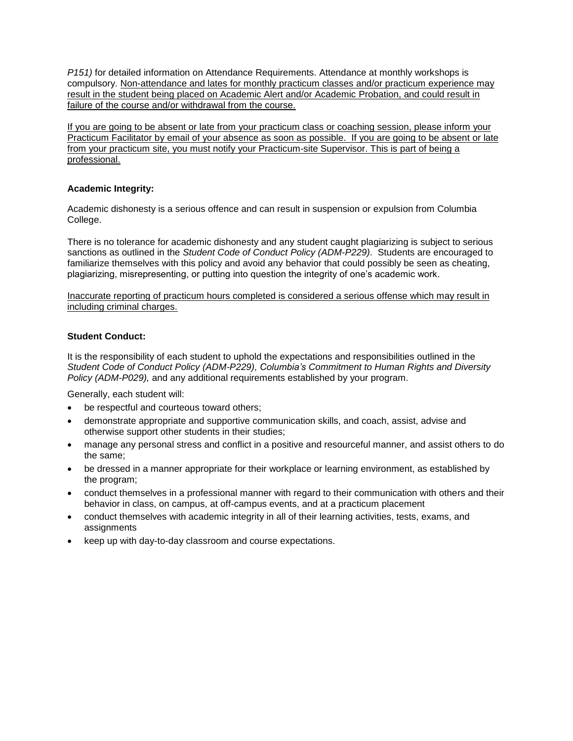*P151)* for detailed information on Attendance Requirements. Attendance at monthly workshops is compulsory. <u>Non-attendance and lates for monthly practicum classes and/or practicum experience may result in the student being placed on Academic Alert and/or Academic Probation, and could result in failure of the course and/or withdrawal from the course.</u>

<u>If you are going to be absent or late from your practicum class or coaching session, please inform your Practicum Facilitator by email of your absence as soon as possible. If you are going to be absent or late from your practicum site, you must notify your Practicum-site Supervisor. This is part of being a professional.</u>

**Academic Integrity:**

Academic dishonesty is a serious offence and can result in suspension or expulsion from Columbia College.

There is no tolerance for academic dishonesty and any student caught plagiarizing is subject to serious sanctions as outlined in the *Student Code of Conduct Policy (ADM-P229)*. Students are encouraged to familiarize themselves with this policy and avoid any behavior that could possibly be seen as cheating, plagiarizing, misrepresenting, or putting into question the integrity of one's academic work.

<u>Inaccurate reporting of practicum hours completed is considered a serious offense which may result in including criminal charges.</u>

**Student Conduct:**

It is the responsibility of each student to uphold the expectations and responsibilities outlined in the *Student Code of Conduct Policy (ADM-P229), Columbia's Commitment to Human Rights and Diversity Policy (ADM-P029),* and any additional requirements established by your program.

Generally, each student will:

- be respectful and courteous toward others;
- demonstrate appropriate and supportive communication skills, and coach, assist, advise and otherwise support other students in their studies;
- manage any personal stress and conflict in a positive and resourceful manner, and assist others to do the same;
- be dressed in a manner appropriate for their workplace or learning environment, as established by the program;
- conduct themselves in a professional manner with regard to their communication with others and their behavior in class, on campus, at off-campus events, and at a practicum placement
- conduct themselves with academic integrity in all of their learning activities, tests, exams, and assignments
- keep up with day-to-day classroom and course expectations.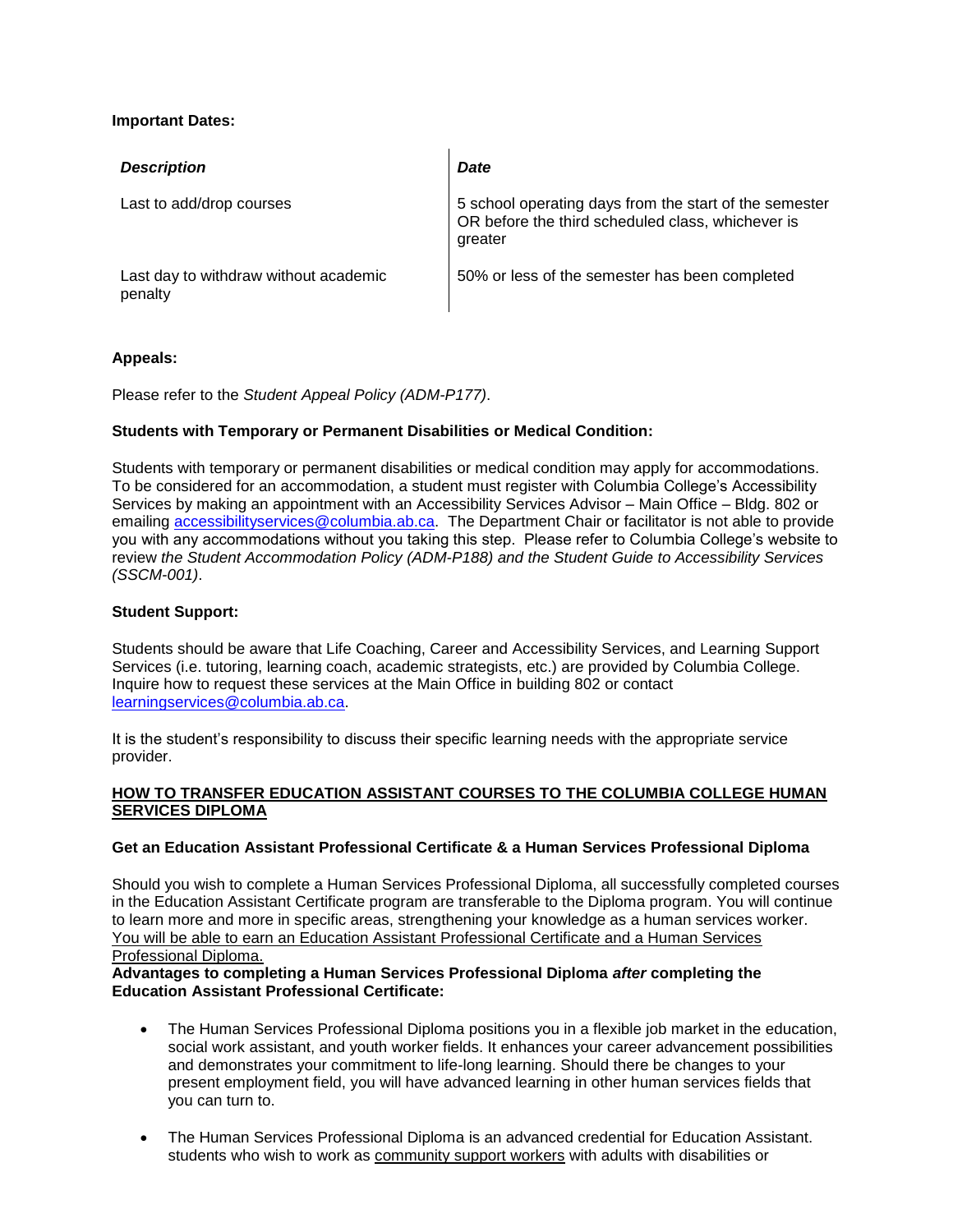**Important Dates:**

| *Description* | *Date* |
|---|---|
| Last to add/drop courses | 5 school operating days from the start of the semester OR before the third scheduled class, whichever is greater |
| Last day to withdraw without academic penalty | 50% or less of the semester has been completed |

**Appeals:**

Please refer to the *Student Appeal Policy (ADM-P177)*.

**Students with Temporary or Permanent Disabilities or Medical Condition:**

Students with temporary or permanent disabilities or medical condition may apply for accommodations. To be considered for an accommodation, a student must register with Columbia College's Accessibility Services by making an appointment with an Accessibility Services Advisor – Main Office – Bldg. 802 or emailing accessibilityservices@columbia.ab.ca. The Department Chair or facilitator is not able to provide you with any accommodations without you taking this step. Please refer to Columbia College's website to review *the Student Accommodation Policy (ADM-P188) and the Student Guide to Accessibility Services (SSCM-001)*.

**Student Support:**

Students should be aware that Life Coaching, Career and Accessibility Services, and Learning Support Services (i.e. tutoring, learning coach, academic strategists, etc.) are provided by Columbia College. Inquire how to request these services at the Main Office in building 802 or contact learningservices@columbia.ab.ca.

It is the student's responsibility to discuss their specific learning needs with the appropriate service provider.

**HOW TO TRANSFER EDUCATION ASSISTANT COURSES TO THE COLUMBIA COLLEGE HUMAN SERVICES DIPLOMA**

**Get an Education Assistant Professional Certificate & a Human Services Professional Diploma**

Should you wish to complete a Human Services Professional Diploma, all successfully completed courses in the Education Assistant Certificate program are transferable to the Diploma program. You will continue to learn more and more in specific areas, strengthening your knowledge as a human services worker. You will be able to earn an Education Assistant Professional Certificate and a Human Services Professional Diploma.

**Advantages to completing a Human Services Professional Diploma *after* completing the Education Assistant Professional Certificate:**

- The Human Services Professional Diploma positions you in a flexible job market in the education, social work assistant, and youth worker fields. It enhances your career advancement possibilities and demonstrates your commitment to life-long learning. Should there be changes to your present employment field, you will have advanced learning in other human services fields that you can turn to.

- The Human Services Professional Diploma is an advanced credential for Education Assistant. students who wish to work as community support workers with adults with disabilities or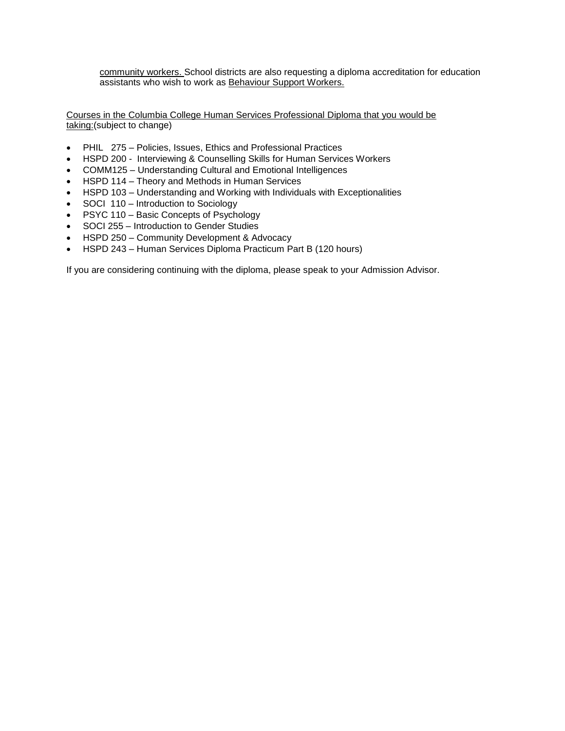community workers. School districts are also requesting a diploma accreditation for education assistants who wish to work as Behaviour Support Workers.

Courses in the Columbia College Human Services Professional Diploma that you would be taking:(subject to change)

- PHIL 275 – Policies, Issues, Ethics and Professional Practices
- HSPD 200 - Interviewing & Counselling Skills for Human Services Workers
- COMM125 – Understanding Cultural and Emotional Intelligences
- HSPD 114 – Theory and Methods in Human Services
- HSPD 103 – Understanding and Working with Individuals with Exceptionalities
- SOCI 110 – Introduction to Sociology
- PSYC 110 – Basic Concepts of Psychology
- SOCI 255 – Introduction to Gender Studies
- HSPD 250 – Community Development & Advocacy
- HSPD 243 – Human Services Diploma Practicum Part B (120 hours)

If you are considering continuing with the diploma, please speak to your Admission Advisor.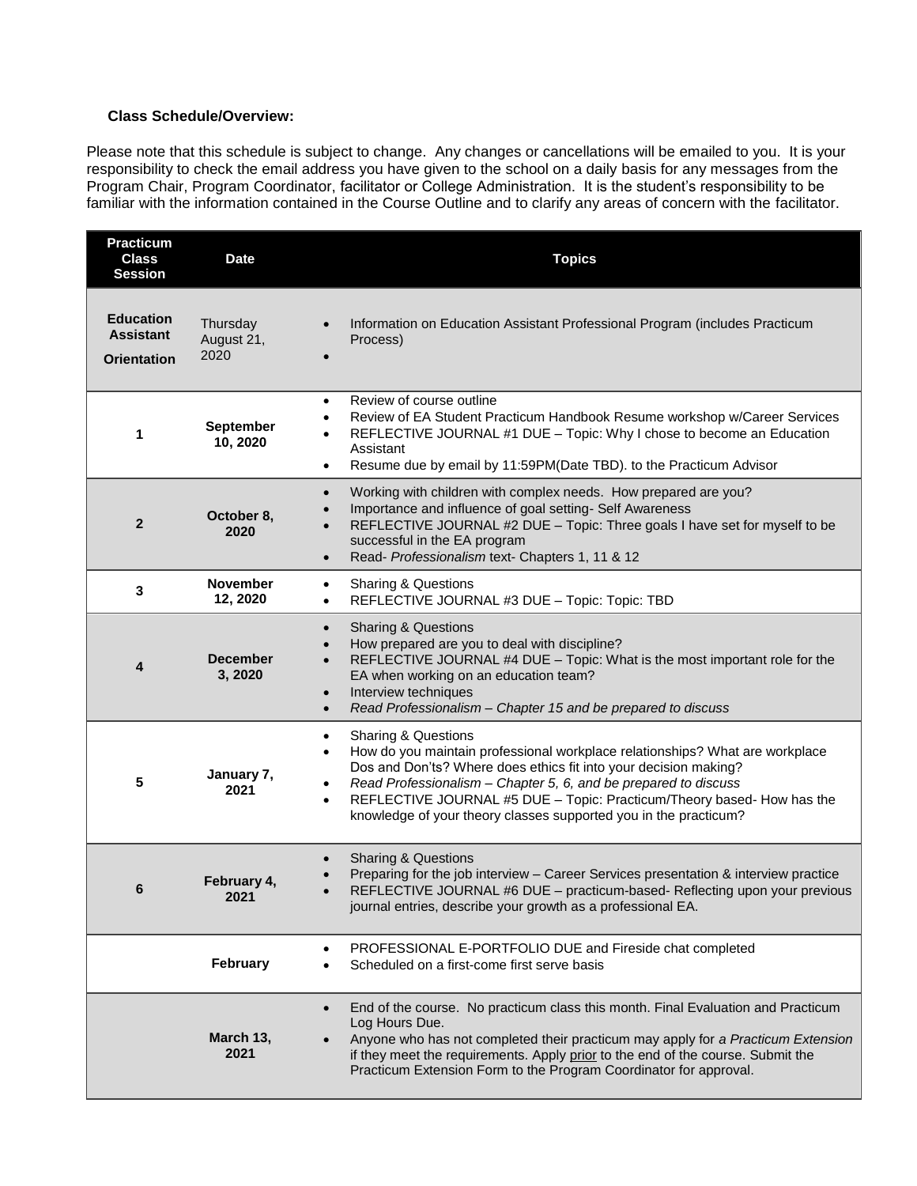**Class Schedule/Overview:**

Please note that this schedule is subject to change. Any changes or cancellations will be emailed to you. It is your responsibility to check the email address you have given to the school on a daily basis for any messages from the Program Chair, Program Coordinator, facilitator or College Administration. It is the student's responsibility to be familiar with the information contained in the Course Outline and to clarify any areas of concern with the facilitator.

| Practicum Class Session | Date | Topics |
|---|---|---|
| **Education Assistant Orientation** | Thursday August 21, 2020 | • Information on Education Assistant Professional Program (includes Practicum Process)<br>• |
| **1** | **September 10, 2020** | • Review of course outline<br>• Review of EA Student Practicum Handbook Resume workshop w/Career Services<br>• REFLECTIVE JOURNAL #1 DUE – Topic: Why I chose to become an Education Assistant<br>• Resume due by email by 11:59PM(Date TBD). to the Practicum Advisor |
| **2** | **October 8, 2020** | • Working with children with complex needs. How prepared are you?<br>• Importance and influence of goal setting- Self Awareness<br>• REFLECTIVE JOURNAL #2 DUE – Topic: Three goals I have set for myself to be successful in the EA program<br>• Read- *Professionalism* text- Chapters 1, 11 & 12 |
| **3** | **November 12, 2020** | • Sharing & Questions<br>• REFLECTIVE JOURNAL #3 DUE – Topic: Topic: TBD |
| **4** | **December 3, 2020** | • Sharing & Questions<br>• How prepared are you to deal with discipline?<br>• REFLECTIVE JOURNAL #4 DUE – Topic: What is the most important role for the EA when working on an education team?<br>• Interview techniques<br>• *Read Professionalism – Chapter 15 and be prepared to discuss* |
| **5** | **January 7, 2021** | • Sharing & Questions<br>• How do you maintain professional workplace relationships? What are workplace Dos and Don'ts? Where does ethics fit into your decision making?<br>• *Read Professionalism – Chapter 5, 6, and be prepared to discuss*<br>• REFLECTIVE JOURNAL #5 DUE – Topic: Practicum/Theory based- How has the knowledge of your theory classes supported you in the practicum? |
| **6** | **February 4, 2021** | • Sharing & Questions<br>• Preparing for the job interview – Career Services presentation & interview practice<br>• REFLECTIVE JOURNAL #6 DUE – practicum-based- Reflecting upon your previous journal entries, describe your growth as a professional EA. |
| | **February** | • PROFESSIONAL E-PORTFOLIO DUE and Fireside chat completed<br>• Scheduled on a first-come first serve basis |
| | **March 13, 2021** | • End of the course. No practicum class this month. Final Evaluation and Practicum Log Hours Due.<br>• Anyone who has not completed their practicum may apply for *a Practicum Extension* if they meet the requirements. Apply prior to the end of the course. Submit the Practicum Extension Form to the Program Coordinator for approval. |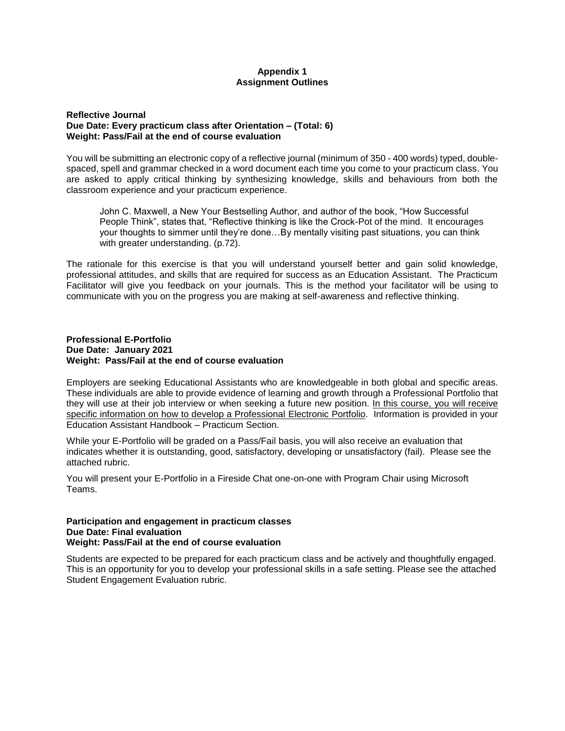# Appendix 1
## Assignment Outlines

**Reflective Journal**
**Due Date: Every practicum class after Orientation – (Total: 6)**
**Weight: Pass/Fail at the end of course evaluation**

You will be submitting an electronic copy of a reflective journal (minimum of 350 - 400 words) typed, double-spaced, spell and grammar checked in a word document each time you come to your practicum class. You are asked to apply critical thinking by synthesizing knowledge, skills and behaviours from both the classroom experience and your practicum experience.

> John C. Maxwell, a New Your Bestselling Author, and author of the book, "How Successful People Think", states that, "Reflective thinking is like the Crock-Pot of the mind. It encourages your thoughts to simmer until they're done…By mentally visiting past situations, you can think with greater understanding. (p.72).

The rationale for this exercise is that you will understand yourself better and gain solid knowledge, professional attitudes, and skills that are required for success as an Education Assistant. The Practicum Facilitator will give you feedback on your journals. This is the method your facilitator will be using to communicate with you on the progress you are making at self-awareness and reflective thinking.

**Professional E-Portfolio**
**Due Date: January 2021**
**Weight: Pass/Fail at the end of course evaluation**

Employers are seeking Educational Assistants who are knowledgeable in both global and specific areas. These individuals are able to provide evidence of learning and growth through a Professional Portfolio that they will use at their job interview or when seeking a future new position. <u>In this course, you will receive specific information on how to develop a Professional Electronic Portfolio</u>. Information is provided in your Education Assistant Handbook – Practicum Section.

While your E-Portfolio will be graded on a Pass/Fail basis, you will also receive an evaluation that indicates whether it is outstanding, good, satisfactory, developing or unsatisfactory (fail). Please see the attached rubric.

You will present your E-Portfolio in a Fireside Chat one-on-one with Program Chair using Microsoft Teams.

**Participation and engagement in practicum classes**
**Due Date: Final evaluation**
**Weight: Pass/Fail at the end of course evaluation**

Students are expected to be prepared for each practicum class and be actively and thoughtfully engaged. This is an opportunity for you to develop your professional skills in a safe setting. Please see the attached Student Engagement Evaluation rubric.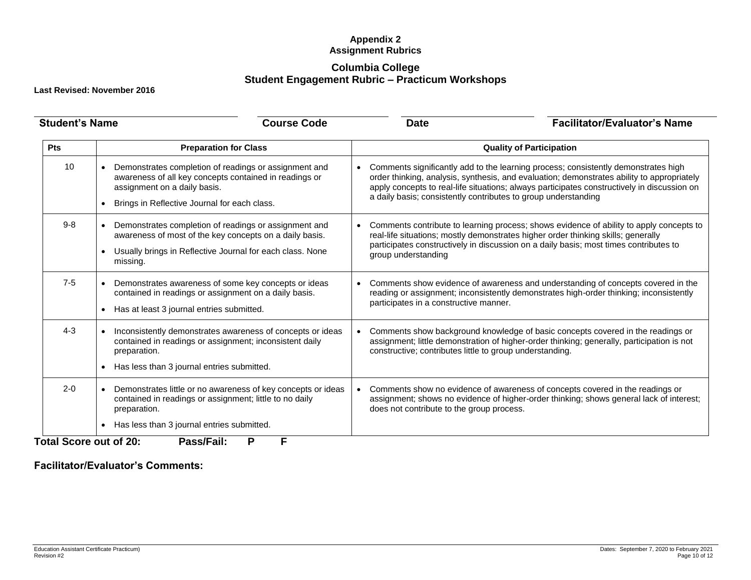**Appendix 2**
**Assignment Rubrics**

## Columbia College
## Student Engagement Rubric – Practicum Workshops

**Last Revised: November 2016**

**Student's Name** \_\_\_\_\_\_\_\_\_\_ **Course Code** \_\_\_\_\_\_\_\_\_\_ **Date** \_\_\_\_\_\_\_\_\_\_ **Facilitator/Evaluator's Name** \_\_\_\_\_\_\_\_\_\_

| Pts | Preparation for Class | Quality of Participation |
|---|---|---|
| 10 | • Demonstrates completion of readings or assignment and awareness of all key concepts contained in readings or assignment on a daily basis.<br>• Brings in Reflective Journal for each class. | • Comments significantly add to the learning process; consistently demonstrates high order thinking, analysis, synthesis, and evaluation; demonstrates ability to appropriately apply concepts to real-life situations; always participates constructively in discussion on a daily basis; consistently contributes to group understanding |
| 9-8 | • Demonstrates completion of readings or assignment and awareness of most of the key concepts on a daily basis.<br>• Usually brings in Reflective Journal for each class. None missing. | • Comments contribute to learning process; shows evidence of ability to apply concepts to real-life situations; mostly demonstrates higher order thinking skills; generally participates constructively in discussion on a daily basis; most times contributes to group understanding |
| 7-5 | • Demonstrates awareness of some key concepts or ideas contained in readings or assignment on a daily basis.<br>• Has at least 3 journal entries submitted. | • Comments show evidence of awareness and understanding of concepts covered in the reading or assignment; inconsistently demonstrates high-order thinking; inconsistently participates in a constructive manner. |
| 4-3 | • Inconsistently demonstrates awareness of concepts or ideas contained in readings or assignment; inconsistent daily preparation.<br>• Has less than 3 journal entries submitted. | • Comments show background knowledge of basic concepts covered in the readings or assignment; little demonstration of higher-order thinking; generally, participation is not constructive; contributes little to group understanding. |
| 2-0 | • Demonstrates little or no awareness of key concepts or ideas contained in readings or assignment; little to no daily preparation.<br>• Has less than 3 journal entries submitted. | • Comments show no evidence of awareness of concepts covered in the readings or assignment; shows no evidence of higher-order thinking; shows general lack of interest; does not contribute to the group process. |

**Total Score out of 20:** **Pass/Fail:** **P** **F**

**Facilitator/Evaluator's Comments:**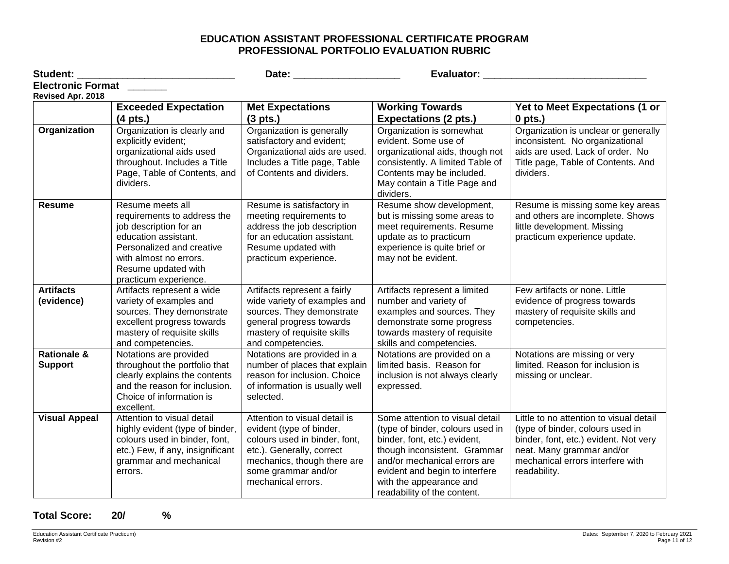# EDUCATION ASSISTANT PROFESSIONAL CERTIFICATE PROGRAM
## PROFESSIONAL PORTFOLIO EVALUATION RUBRIC

**Student:** ____________________________ **Date:** ___________________ **Evaluator:** _____________________________

**Electronic Format** _______

**Revised Apr. 2018**

| | Exceeded Expectation (4 pts.) | Met Expectations (3 pts.) | Working Towards Expectations (2 pts.) | Yet to Meet Expectations (1 or 0 pts.) |
|---|---|---|---|---|
| **Organization** | Organization is clearly and explicitly evident; organizational aids used throughout. Includes a Title Page, Table of Contents, and dividers. | Organization is generally satisfactory and evident; Organizational aids are used. Includes a Title page, Table of Contents and dividers. | Organization is somewhat evident. Some use of organizational aids, though not consistently. A limited Table of Contents may be included. May contain a Title Page and dividers. | Organization is unclear or generally inconsistent. No organizational aids are used. Lack of order. No Title page, Table of Contents. And dividers. |
| **Resume** | Resume meets all requirements to address the job description for an education assistant. Personalized and creative with almost no errors. Resume updated with practicum experience. | Resume is satisfactory in meeting requirements to address the job description for an education assistant. Resume updated with practicum experience. | Resume show development, but is missing some areas to meet requirements. Resume update as to practicum experience is quite brief or may not be evident. | Resume is missing some key areas and others are incomplete. Shows little development. Missing practicum experience update. |
| **Artifacts (evidence)** | Artifacts represent a wide variety of examples and sources. They demonstrate excellent progress towards mastery of requisite skills and competencies. | Artifacts represent a fairly wide variety of examples and sources. They demonstrate general progress towards mastery of requisite skills and competencies. | Artifacts represent a limited number and variety of examples and sources. They demonstrate some progress towards mastery of requisite skills and competencies. | Few artifacts or none. Little evidence of progress towards mastery of requisite skills and competencies. |
| **Rationale & Support** | Notations are provided throughout the portfolio that clearly explains the contents and the reason for inclusion. Choice of information is excellent. | Notations are provided in a number of places that explain reason for inclusion. Choice of information is usually well selected. | Notations are provided on a limited basis. Reason for inclusion is not always clearly expressed. | Notations are missing or very limited. Reason for inclusion is missing or unclear. |
| **Visual Appeal** | Attention to visual detail highly evident (type of binder, colours used in binder, font, etc.) Few, if any, insignificant grammar and mechanical errors. | Attention to visual detail is evident (type of binder, colours used in binder, font, etc.). Generally, correct mechanics, though there are some grammar and/or mechanical errors. | Some attention to visual detail (type of binder, colours used in binder, font, etc.) evident, though inconsistent. Grammar and/or mechanical errors are evident and begin to interfere with the appearance and readability of the content. | Little to no attention to visual detail (type of binder, colours used in binder, font, etc.) evident. Not very neat. Many grammar and/or mechanical errors interfere with readability. |

**Total Score: 20/ %**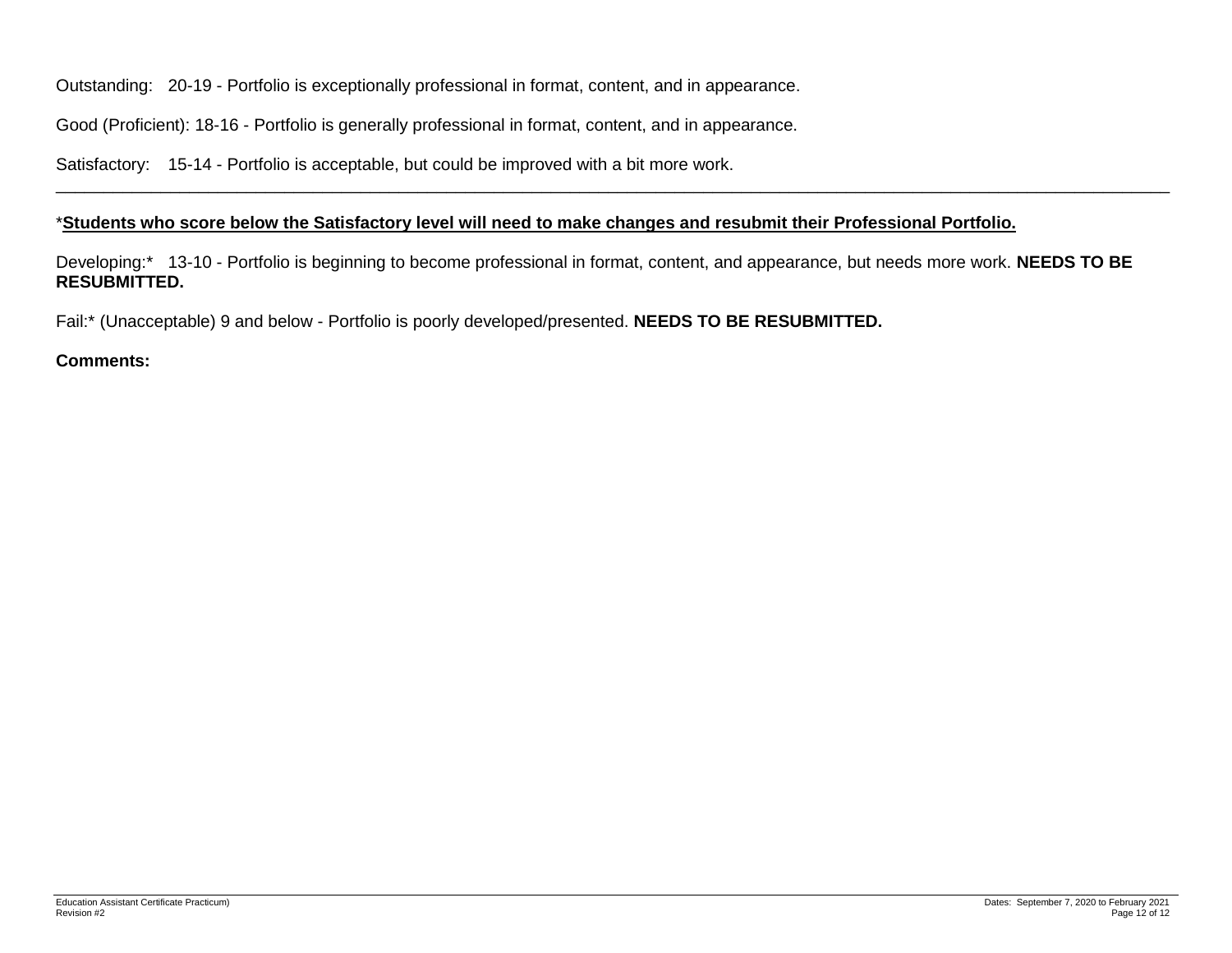Outstanding: 20-19 - Portfolio is exceptionally professional in format, content, and in appearance.

Good (Proficient): 18-16 - Portfolio is generally professional in format, content, and in appearance.

Satisfactory: 15-14 - Portfolio is acceptable, but could be improved with a bit more work.

---

*__Students who score below the Satisfactory level will need to make changes and resubmit their Professional Portfolio.__

Developing:* 13-10 - Portfolio is beginning to become professional in format, content, and appearance, but needs more work. **NEEDS TO BE RESUBMITTED.**

Fail:* (Unacceptable) 9 and below - Portfolio is poorly developed/presented. **NEEDS TO BE RESUBMITTED.**

**Comments:**